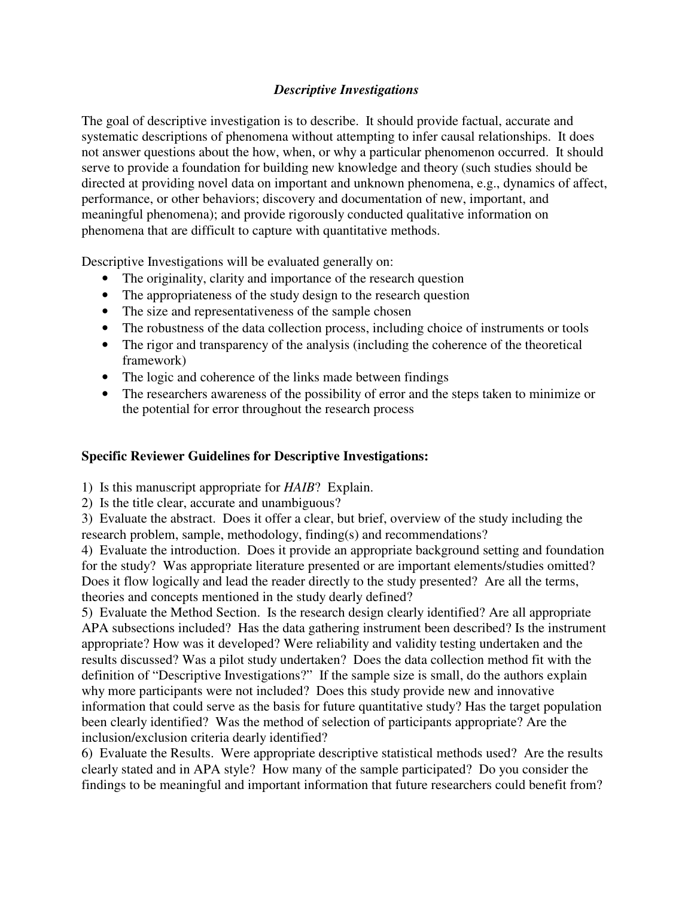# *Descriptive Investigations*

The goal of descriptive investigation is to describe. It should provide factual, accurate and systematic descriptions of phenomena without attempting to infer causal relationships. It does not answer questions about the how, when, or why a particular phenomenon occurred. It should serve to provide a foundation for building new knowledge and theory (such studies should be directed at providing novel data on important and unknown phenomena, e.g., dynamics of affect, performance, or other behaviors; discovery and documentation of new, important, and meaningful phenomena); and provide rigorously conducted qualitative information on phenomena that are difficult to capture with quantitative methods.

Descriptive Investigations will be evaluated generally on:

- The originality, clarity and importance of the research question
- The appropriateness of the study design to the research question
- The size and representativeness of the sample chosen
- The robustness of the data collection process, including choice of instruments or tools
- The rigor and transparency of the analysis (including the coherence of the theoretical framework)
- The logic and coherence of the links made between findings
- The researchers awareness of the possibility of error and the steps taken to minimize or the potential for error throughout the research process

## Specific Reviewer Guidelines for Descriptive Investigations:

1) Is this manuscript appropriate for *HAIB*? Explain.
2) Is the title clear, accurate and unambiguous?
3) Evaluate the abstract. Does it offer a clear, but brief, overview of the study including the research problem, sample, methodology, finding(s) and recommendations?
4) Evaluate the introduction. Does it provide an appropriate background setting and foundation for the study? Was appropriate literature presented or are important elements/studies omitted? Does it flow logically and lead the reader directly to the study presented? Are all the terms, theories and concepts mentioned in the study dearly defined?
5) Evaluate the Method Section. Is the research design clearly identified? Are all appropriate APA subsections included? Has the data gathering instrument been described? Is the instrument appropriate? How was it developed? Were reliability and validity testing undertaken and the results discussed? Was a pilot study undertaken? Does the data collection method fit with the definition of "Descriptive Investigations?" If the sample size is small, do the authors explain why more participants were not included? Does this study provide new and innovative information that could serve as the basis for future quantitative study? Has the target population been clearly identified? Was the method of selection of participants appropriate? Are the inclusion/exclusion criteria dearly identified?
6) Evaluate the Results. Were appropriate descriptive statistical methods used? Are the results clearly stated and in APA style? How many of the sample participated? Do you consider the findings to be meaningful and important information that future researchers could benefit from?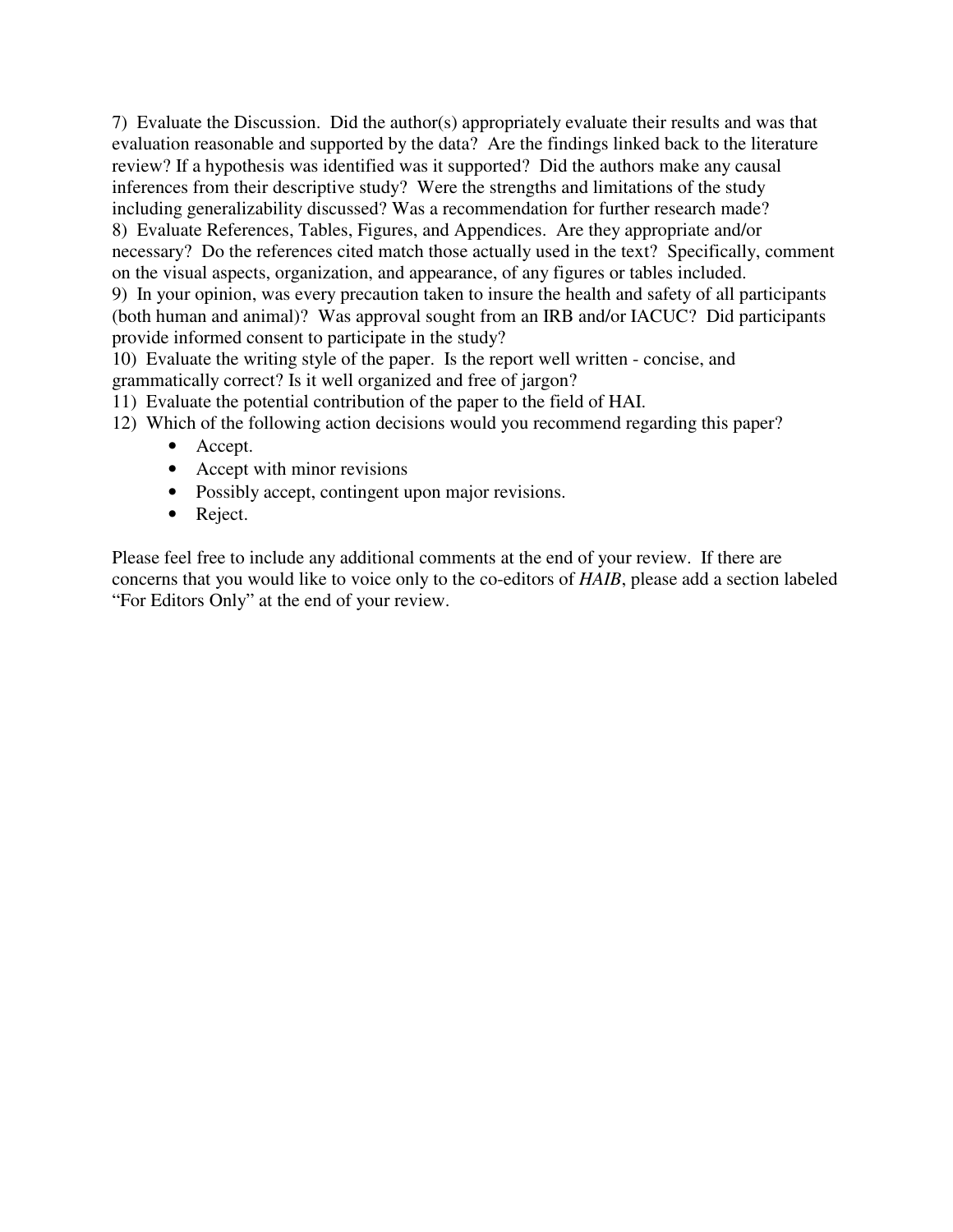7) Evaluate the Discussion. Did the author(s) appropriately evaluate their results and was that evaluation reasonable and supported by the data? Are the findings linked back to the literature review? If a hypothesis was identified was it supported? Did the authors make any causal inferences from their descriptive study? Were the strengths and limitations of the study including generalizability discussed? Was a recommendation for further research made?

8) Evaluate References, Tables, Figures, and Appendices. Are they appropriate and/or necessary? Do the references cited match those actually used in the text? Specifically, comment on the visual aspects, organization, and appearance, of any figures or tables included.

9) In your opinion, was every precaution taken to insure the health and safety of all participants (both human and animal)? Was approval sought from an IRB and/or IACUC? Did participants provide informed consent to participate in the study?

10) Evaluate the writing style of the paper. Is the report well written - concise, and grammatically correct? Is it well organized and free of jargon?

11) Evaluate the potential contribution of the paper to the field of HAI.

12) Which of the following action decisions would you recommend regarding this paper?

- Accept.
- Accept with minor revisions
- Possibly accept, contingent upon major revisions.
- Reject.

Please feel free to include any additional comments at the end of your review. If there are concerns that you would like to voice only to the co-editors of *HAIB*, please add a section labeled "For Editors Only" at the end of your review.